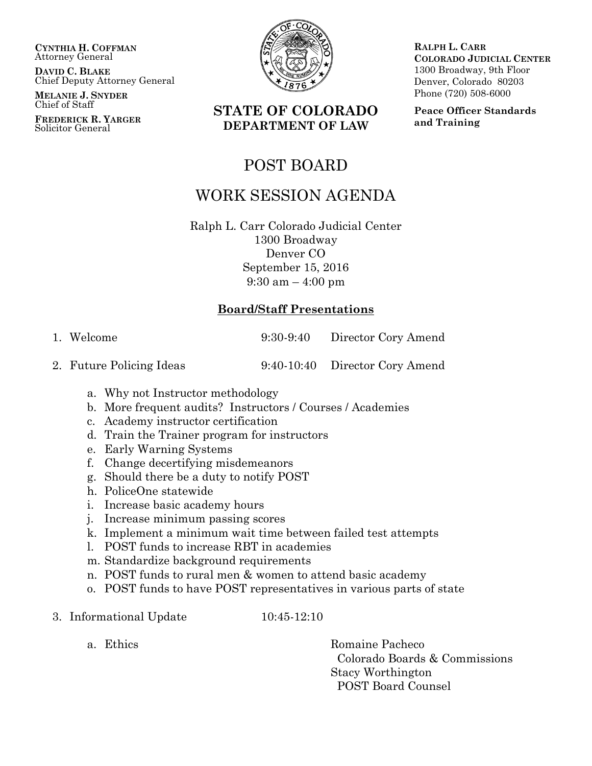**CYNTHIA H. COFFMAN**
Attorney General

**DAVID C. BLAKE**
Chief Deputy Attorney General

**MELANIE J. SNYDER**
Chief of Staff

**FREDERICK R. YARGER**
Solicitor General

**STATE OF COLORADO**
**DEPARTMENT OF LAW**

**RALPH L. CARR**
**COLORADO JUDICIAL CENTER**
1300 Broadway, 9th Floor
Denver, Colorado 80203
Phone (720) 508-6000

**Peace Officer Standards and Training**

# POST BOARD

# WORK SESSION AGENDA

Ralph L. Carr Colorado Judicial Center
1300 Broadway
Denver CO
September 15, 2016
9:30 am – 4:00 pm

## Board/Staff Presentations

1. Welcome — 9:30-9:40 — Director Cory Amend

2. Future Policing Ideas — 9:40-10:40 — Director Cory Amend

   a. Why not Instructor methodology
   b. More frequent audits? Instructors / Courses / Academies
   c. Academy instructor certification
   d. Train the Trainer program for instructors
   e. Early Warning Systems
   f. Change decertifying misdemeanors
   g. Should there be a duty to notify POST
   h. PoliceOne statewide
   i. Increase basic academy hours
   j. Increase minimum passing scores
   k. Implement a minimum wait time between failed test attempts
   l. POST funds to increase RBT in academies
   m. Standardize background requirements
   n. POST funds to rural men & women to attend basic academy
   o. POST funds to have POST representatives in various parts of state

3. Informational Update — 10:45-12:10

   a. Ethics — Romaine Pacheco, Colorado Boards & Commissions; Stacy Worthington, POST Board Counsel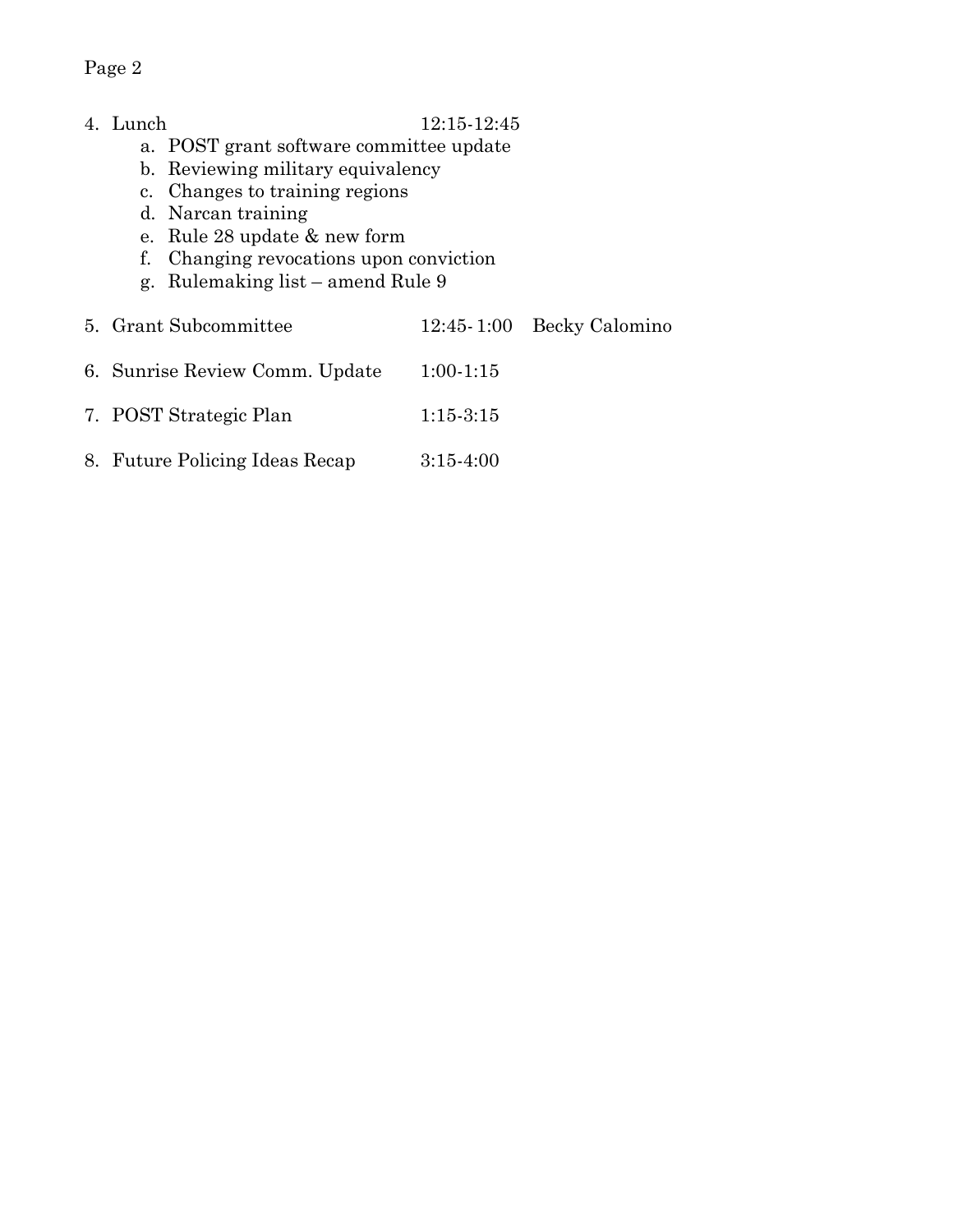4. Lunch 12:15-12:45
    a. POST grant software committee update
    b. Reviewing military equivalency
    c. Changes to training regions
    d. Narcan training
    e. Rule 28 update & new form
    f. Changing revocations upon conviction
    g. Rulemaking list – amend Rule 9

5. Grant Subcommittee 12:45- 1:00 Becky Calomino

6. Sunrise Review Comm. Update 1:00-1:15

7. POST Strategic Plan 1:15-3:15

8. Future Policing Ideas Recap 3:15-4:00